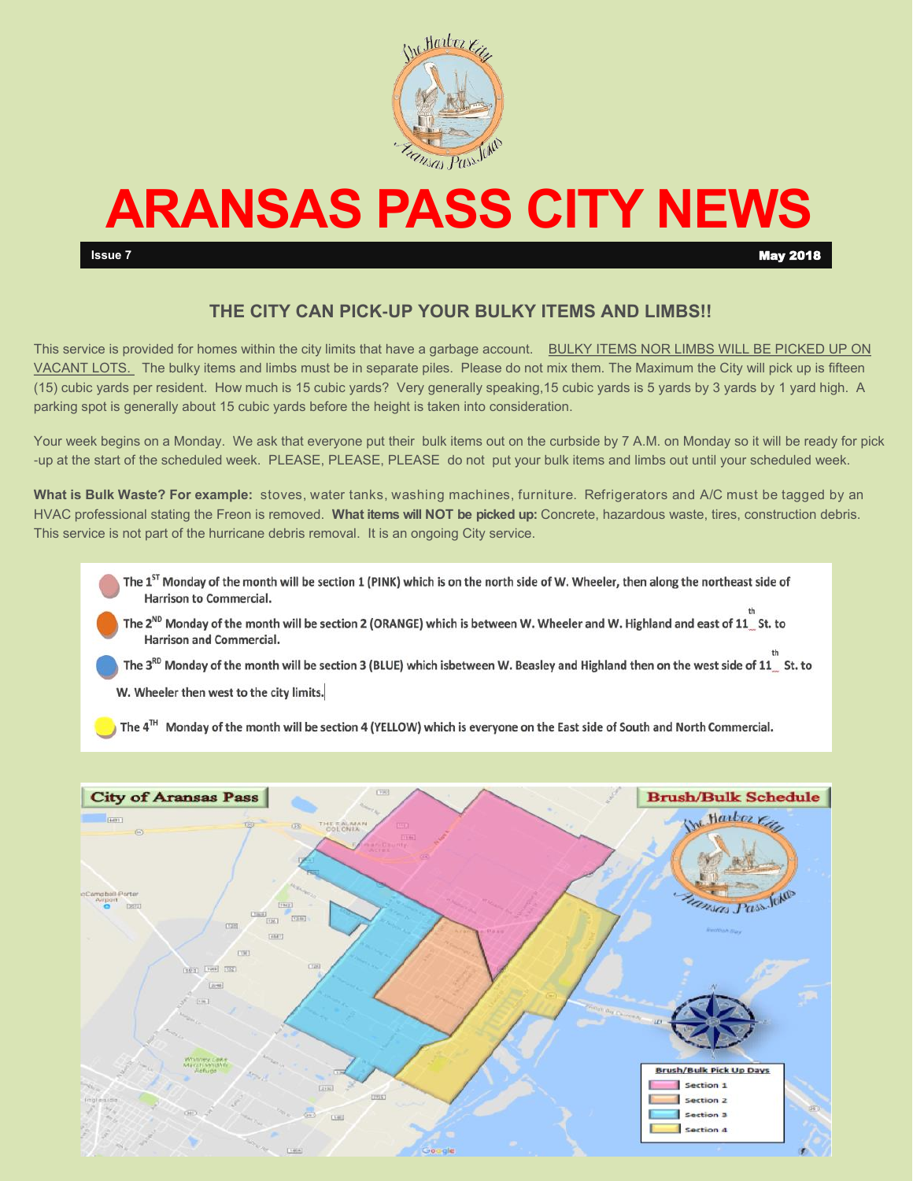# ARANSAS PASS CITY NEWS

**Issue 7** **May 2018**

## THE CITY CAN PICK-UP YOUR BULKY ITEMS AND LIMBS!!

This service is provided for homes within the city limits that have a garbage account. BULKY ITEMS NOR LIMBS WILL BE PICKED UP ON VACANT LOTS. The bulky items and limbs must be in separate piles. Please do not mix them. The Maximum the City will pick up is fifteen (15) cubic yards per resident. How much is 15 cubic yards? Very generally speaking,15 cubic yards is 5 yards by 3 yards by 1 yard high. A parking spot is generally about 15 cubic yards before the height is taken into consideration.

Your week begins on a Monday. We ask that everyone put their bulk items out on the curbside by 7 A.M. on Monday so it will be ready for pick -up at the start of the scheduled week. PLEASE, PLEASE, PLEASE do not put your bulk items and limbs out until your scheduled week.

**What is Bulk Waste? For example:** stoves, water tanks, washing machines, furniture. Refrigerators and A/C must be tagged by an HVAC professional stating the Freon is removed. **What items will NOT be picked up:** Concrete, hazardous waste, tires, construction debris. This service is not part of the hurricane debris removal. It is an ongoing City service.

- **The 1st Monday of the month will be section 1 (PINK) which is on the north side of W. Wheeler, then along the northeast side of Harrison to Commercial.**
- **The 2nd Monday of the month will be section 2 (ORANGE) which is between W. Wheeler and W. Highland and east of 11th St. to Harrison and Commercial.**
- **The 3rd Monday of the month will be section 3 (BLUE) which isbetween W. Beasley and Highland then on the west side of 11th St. to W. Wheeler then west to the city limits.**
- **The 4th Monday of the month will be section 4 (YELLOW) which is everyone on the East side of South and North Commercial.**

**City of Aransas Pass** — **Brush/Bulk Schedule**

Brush/Bulk Pick Up Days

- Section 1
- Section 2
- Section 3
- Section 4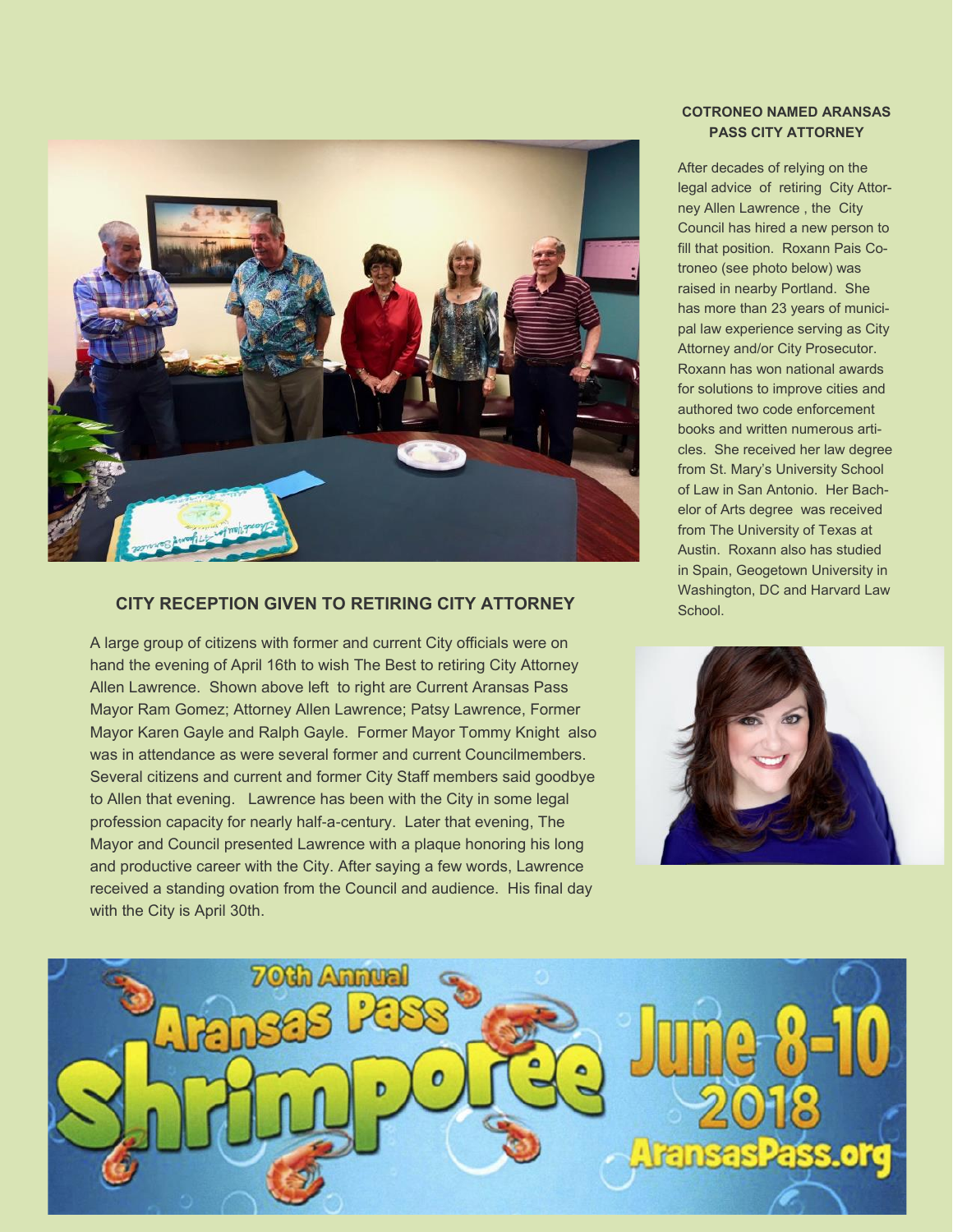## CITY RECEPTION GIVEN TO RETIRING CITY ATTORNEY

A large group of citizens with former and current City officials were on hand the evening of April 16th to wish The Best to retiring City Attorney Allen Lawrence. Shown above left to right are Current Aransas Pass Mayor Ram Gomez; Attorney Allen Lawrence; Patsy Lawrence, Former Mayor Karen Gayle and Ralph Gayle. Former Mayor Tommy Knight also was in attendance as were several former and current Councilmembers. Several citizens and current and former City Staff members said goodbye to Allen that evening. Lawrence has been with the City in some legal profession capacity for nearly half-a-century. Later that evening, The Mayor and Council presented Lawrence with a plaque honoring his long and productive career with the City. After saying a few words, Lawrence received a standing ovation from the Council and audience. His final day with the City is April 30th.

## COTRONEO NAMED ARANSAS PASS CITY ATTORNEY

After decades of relying on the legal advice of retiring City Attorney Allen Lawrence , the City Council has hired a new person to fill that position. Roxann Pais Cotroneo (see photo below) was raised in nearby Portland. She has more than 23 years of municipal law experience serving as City Attorney and/or City Prosecutor. Roxann has won national awards for solutions to improve cities and authored two code enforcement books and written numerous articles. She received her law degree from St. Mary's University School of Law in San Antonio. Her Bachelor of Arts degree was received from The University of Texas at Austin. Roxann also has studied in Spain, Geogetown University in Washington, DC and Harvard Law School.

70th Annual Aransas Pass Shrimporee June 8-10 2018 AransasPass.org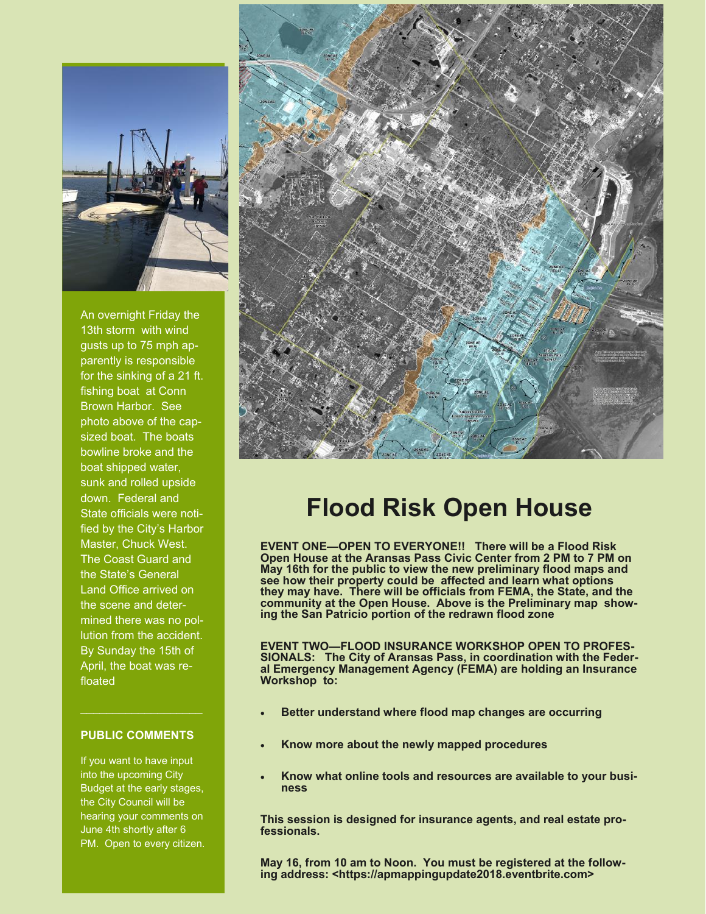An overnight Friday the 13th storm with wind gusts up to 75 mph apparently is responsible for the sinking of a 21 ft. fishing boat at Conn Brown Harbor. See photo above of the capsized boat. The boats bowline broke and the boat shipped water, sunk and rolled upside down. Federal and State officials were notified by the City's Harbor Master, Chuck West. The Coast Guard and the State's General Land Office arrived on the scene and determined there was no pollution from the accident. By Sunday the 15th of April, the boat was refloated

### PUBLIC COMMENTS

If you want to have input into the upcoming City Budget at the early stages, the City Council will be hearing your comments on June 4th shortly after 6 PM. Open to every citizen.

# Flood Risk Open House

**EVENT ONE—OPEN TO EVERYONE!! There will be a Flood Risk Open House at the Aransas Pass Civic Center from 2 PM to 7 PM on May 16th for the public to view the new preliminary flood maps and see how their property could be affected and learn what options they may have. There will be officials from FEMA, the State, and the community at the Open House. Above is the Preliminary map showing the San Patricio portion of the redrawn flood zone**

**EVENT TWO—FLOOD INSURANCE WORKSHOP OPEN TO PROFESSIONALS: The City of Aransas Pass, in coordination with the Federal Emergency Management Agency (FEMA) are holding an Insurance Workshop to:**

- **Better understand where flood map changes are occurring**
- **Know more about the newly mapped procedures**
- **Know what online tools and resources are available to your business**

**This session is designed for insurance agents, and real estate professionals.**

**May 16, from 10 am to Noon. You must be registered at the following address: <https://apmappingupdate2018.eventbrite.com>**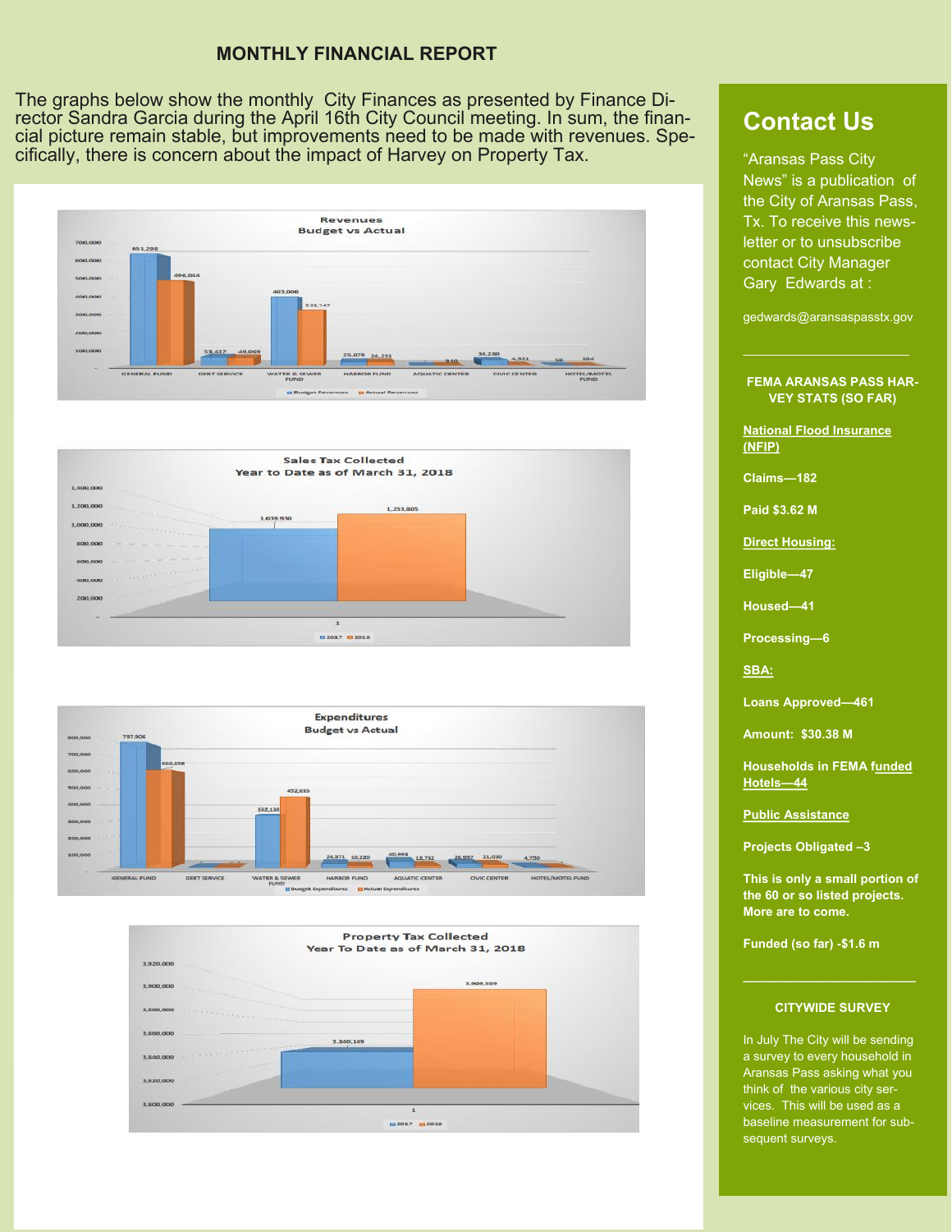# MONTHLY FINANCIAL REPORT

The graphs below show the monthly City Finances as presented by Finance Director Sandra Garcia during the April 16th City Council meeting. In sum, the financial picture remain stable, but improvements need to be made with revenues. Specifically, there is concern about the impact of Harvey on Property Tax.

Revenues
Budget vs Actual

700,000
600,000
500,000
400,000
300,000
200,000
100,000
-

651,298
496,044
53,437
49,069
403,006
323,747
25,079
24,251
910
34,280
4,321
58
104

GENERAL FUND
DEBT SERVICE
WATER & SEWER FUND
HARBOR FUND
AQUATIC CENTER
CIVIC CENTER
HOTEL/MOTEL FUND

Budget Revenues
Actual Revenues

Sales Tax Collected
Year to Date as of March 31, 2018

1,400,000
1,200,000
1,000,000
800,000
600,000
400,000
200,000
-

1,039,930
1,253,805

1

2017
2018

Expenditures
Budget vs Actual

800,000
700,000
600,000
500,000
400,000
300,000
200,000
100,000
-

737,906
620,238
332,138
452,633
24,371
10,220
40,993
12,732
26,997
21,030
4,750

GENERAL FUND
DEBT SERVICE
WATER & SEWER FUND
HARBOR FUND
AQUATIC CENTER
CIVIC CENTER
HOTEL/MOTEL FUND

Budget Expenditures
Actual Expenditures

Property Tax Collected
Year To Date as of March 31, 2018

3,920,000
3,900,000
3,880,000
3,860,000
3,840,000
3,820,000
3,800,000

3,840,149
3,909,559

1

2017
2018

## Contact Us

"Aransas Pass City News" is a publication of the City of Aransas Pass, Tx. To receive this newsletter or to unsubscribe contact City Manager Gary Edwards at :

gedwards@aransaspasstx.gov

---

**FEMA ARANSAS PASS HARVEY STATS (SO FAR)**

**National Flood Insurance (NFIP)**

**Claims—182**

**Paid $3.62 M**

**Direct Housing:**

**Eligible—47**

**Housed—41**

**Processing—6**

**SBA:**

**Loans Approved—461**

**Amount: $30.38 M**

**Households in FEMA funded Hotels—44**

**Public Assistance**

**Projects Obligated –3**

**This is only a small portion of the 60 or so listed projects. More are to come.**

**Funded (so far) -$1.6 m**

---

**CITYWIDE SURVEY**

In July The City will be sending a survey to every household in Aransas Pass asking what you think of the various city services. This will be used as a baseline measurement for subsequent surveys.